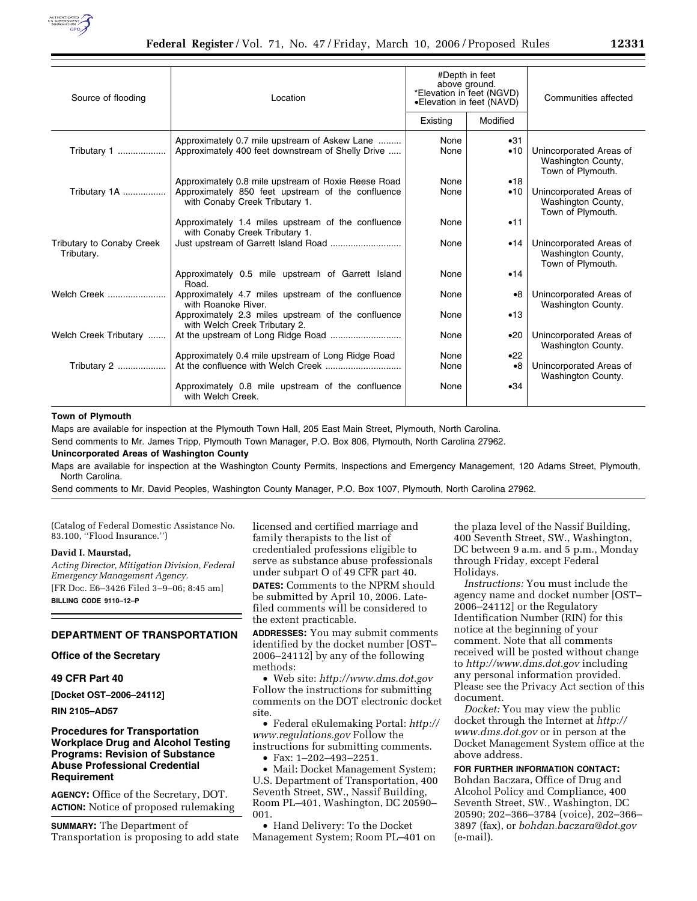| Source of flooding | Location | #Depth in feet above ground. *Elevation in feet (NGVD) •Elevation in feet (NAVD) | | Communities affected |
|---|---|---|---|---|
| | | Existing | Modified | |
| | Approximately 0.7 mile upstream of Askew Lane | None | •31 | |
| Tributary 1 | Approximately 400 feet downstream of Shelly Drive | None | •10 | Unincorporated Areas of Washington County, Town of Plymouth. |
| | Approximately 0.8 mile upstream of Roxie Reese Road | None | •18 | |
| Tributary 1A | Approximately 850 feet upstream of the confluence with Conaby Creek Tributary 1. | None | •10 | Unincorporated Areas of Washington County, Town of Plymouth. |
| | Approximately 1.4 miles upstream of the confluence with Conaby Creek Tributary 1. | None | •11 | |
| Tributary to Conaby Creek Tributary. | Just upstream of Garrett Island Road | None | •14 | Unincorporated Areas of Washington County, Town of Plymouth. |
| | Approximately 0.5 mile upstream of Garrett Island Road. | None | •14 | |
| Welch Creek | Approximately 4.7 miles upstream of the confluence with Roanoke River. | None | •8 | Unincorporated Areas of Washington County. |
| | Approximately 2.3 miles upstream of the confluence with Welch Creek Tributary 2. | None | •13 | |
| Welch Creek Tributary | At the upstream of Long Ridge Road | None | •20 | Unincorporated Areas of Washington County. |
| | Approximately 0.4 mile upstream of Long Ridge Road | None | •22 | |
| Tributary 2 | At the confluence with Welch Creek | None | •8 | Unincorporated Areas of Washington County. |
| | Approximately 0.8 mile upstream of the confluence with Welch Creek. | None | •34 | |

**Town of Plymouth**

Maps are available for inspection at the Plymouth Town Hall, 205 East Main Street, Plymouth, North Carolina.

Send comments to Mr. James Tripp, Plymouth Town Manager, P.O. Box 806, Plymouth, North Carolina 27962.

**Unincorporated Areas of Washington County**

Maps are available for inspection at the Washington County Permits, Inspections and Emergency Management, 120 Adams Street, Plymouth, North Carolina.

Send comments to Mr. David Peoples, Washington County Manager, P.O. Box 1007, Plymouth, North Carolina 27962.

(Catalog of Federal Domestic Assistance No. 83.100, ''Flood Insurance.'')

**David I. Maurstad,**

*Acting Director, Mitigation Division, Federal Emergency Management Agency.*

[FR Doc. E6–3426 Filed 3–9–06; 8:45 am]

**BILLING CODE 9110–12–P**

## DEPARTMENT OF TRANSPORTATION

### Office of the Secretary

### 49 CFR Part 40

**[Docket OST–2006–24112]**

**RIN 2105–AD57**

### Procedures for Transportation Workplace Drug and Alcohol Testing Programs: Revision of Substance Abuse Professional Credential Requirement

**AGENCY:** Office of the Secretary, DOT.

**ACTION:** Notice of proposed rulemaking

**SUMMARY:** The Department of Transportation is proposing to add state licensed and certified marriage and family therapists to the list of credentialed professions eligible to serve as substance abuse professionals under subpart O of 49 CFR part 40.

**DATES:** Comments to the NPRM should be submitted by April 10, 2006. Late-filed comments will be considered to the extent practicable.

**ADDRESSES:** You may submit comments identified by the docket number [OST–2006–24112] by any of the following methods:

- Web site: *http://www.dms.dot.gov* Follow the instructions for submitting comments on the DOT electronic docket site.
- Federal eRulemaking Portal: *http://www.regulations.gov* Follow the instructions for submitting comments.
- Fax: 1–202–493–2251.
- Mail: Docket Management System; U.S. Department of Transportation, 400 Seventh Street, SW., Nassif Building, Room PL–401, Washington, DC 20590–001.
- Hand Delivery: To the Docket Management System; Room PL–401 on the plaza level of the Nassif Building, 400 Seventh Street, SW., Washington, DC between 9 a.m. and 5 p.m., Monday through Friday, except Federal Holidays.

*Instructions:* You must include the agency name and docket number [OST–2006–24112] or the Regulatory Identification Number (RIN) for this notice at the beginning of your comment. Note that all comments received will be posted without change to *http://www.dms.dot.gov* including any personal information provided. Please see the Privacy Act section of this document.

*Docket:* You may view the public docket through the Internet at *http://www.dms.dot.gov* or in person at the Docket Management System office at the above address.

**FOR FURTHER INFORMATION CONTACT:** Bohdan Baczara, Office of Drug and Alcohol Policy and Compliance, 400 Seventh Street, SW., Washington, DC 20590; 202–366–3784 (voice), 202–366–3897 (fax), or *bohdan.baczara@dot.gov* (e-mail).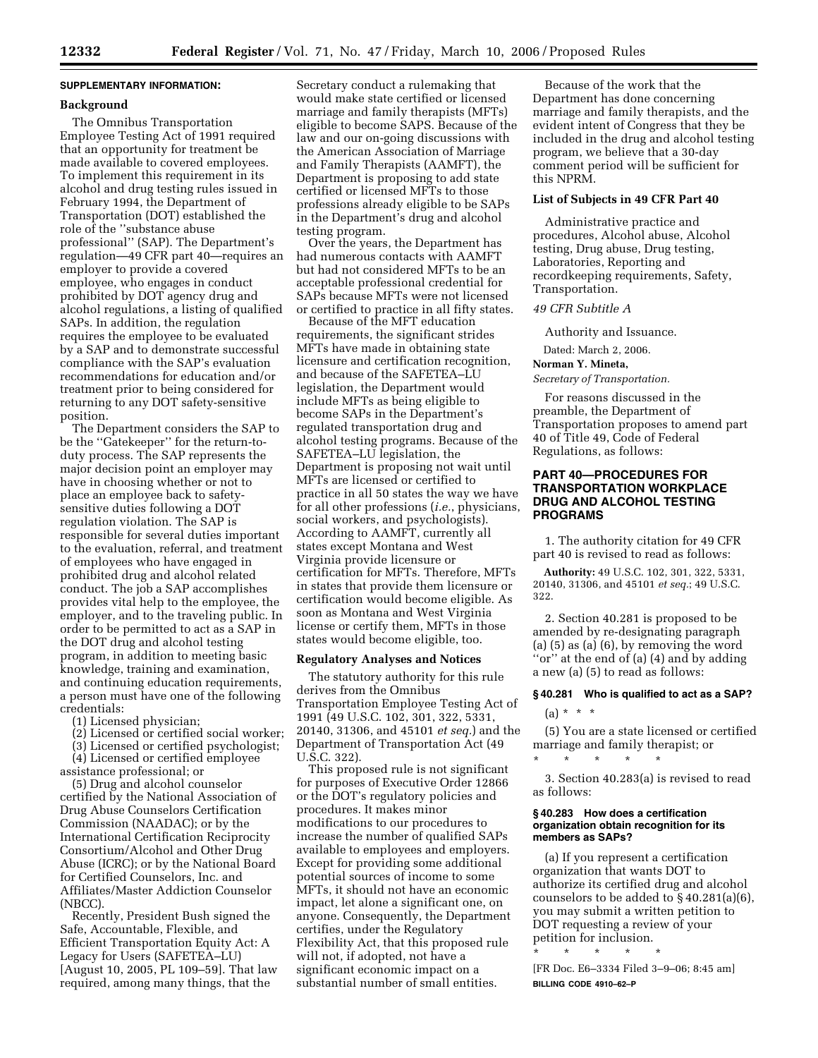**SUPPLEMENTARY INFORMATION:**

**Background**

The Omnibus Transportation Employee Testing Act of 1991 required that an opportunity for treatment be made available to covered employees. To implement this requirement in its alcohol and drug testing rules issued in February 1994, the Department of Transportation (DOT) established the role of the ''substance abuse professional'' (SAP). The Department's regulation—49 CFR part 40—requires an employer to provide a covered employee, who engages in conduct prohibited by DOT agency drug and alcohol regulations, a listing of qualified SAPs. In addition, the regulation requires the employee to be evaluated by a SAP and to demonstrate successful compliance with the SAP's evaluation recommendations for education and/or treatment prior to being considered for returning to any DOT safety-sensitive position.

The Department considers the SAP to be the ''Gatekeeper'' for the return-to-duty process. The SAP represents the major decision point an employer may have in choosing whether or not to place an employee back to safety-sensitive duties following a DOT regulation violation. The SAP is responsible for several duties important to the evaluation, referral, and treatment of employees who have engaged in prohibited drug and alcohol related conduct. The job a SAP accomplishes provides vital help to the employee, the employer, and to the traveling public. In order to be permitted to act as a SAP in the DOT drug and alcohol testing program, in addition to meeting basic knowledge, training and examination, and continuing education requirements, a person must have one of the following credentials:

(1) Licensed physician;

(2) Licensed or certified social worker;

(3) Licensed or certified psychologist;

(4) Licensed or certified employee assistance professional; or

(5) Drug and alcohol counselor certified by the National Association of Drug Abuse Counselors Certification Commission (NAADAC); or by the International Certification Reciprocity Consortium/Alcohol and Other Drug Abuse (ICRC); or by the National Board for Certified Counselors, Inc. and Affiliates/Master Addiction Counselor (NBCC).

Recently, President Bush signed the Safe, Accountable, Flexible, and Efficient Transportation Equity Act: A Legacy for Users (SAFETEA–LU) [August 10, 2005, PL 109–59]. That law required, among many things, that the Secretary conduct a rulemaking that would make state certified or licensed marriage and family therapists (MFTs) eligible to become SAPS. Because of the law and our on-going discussions with the American Association of Marriage and Family Therapists (AAMFT), the Department is proposing to add state certified or licensed MFTs to those professions already eligible to be SAPs in the Department's drug and alcohol testing program.

Over the years, the Department has had numerous contacts with AAMFT but had not considered MFTs to be an acceptable professional credential for SAPs because MFTs were not licensed or certified to practice in all fifty states.

Because of the MFT education requirements, the significant strides MFTs have made in obtaining state licensure and certification recognition, and because of the SAFETEA–LU legislation, the Department would include MFTs as being eligible to become SAPs in the Department's regulated transportation drug and alcohol testing programs. Because of the SAFETEA–LU legislation, the Department is proposing not wait until MFTs are licensed or certified to practice in all 50 states the way we have for all other professions (*i.e.*, physicians, social workers, and psychologists). According to AAMFT, currently all states except Montana and West Virginia provide licensure or certification for MFTs. Therefore, MFTs in states that provide them licensure or certification would become eligible. As soon as Montana and West Virginia license or certify them, MFTs in those states would become eligible, too.

**Regulatory Analyses and Notices**

The statutory authority for this rule derives from the Omnibus Transportation Employee Testing Act of 1991 (49 U.S.C. 102, 301, 322, 5331, 20140, 31306, and 45101 *et seq.*) and the Department of Transportation Act (49 U.S.C. 322).

This proposed rule is not significant for purposes of Executive Order 12866 or the DOT's regulatory policies and procedures. It makes minor modifications to our procedures to increase the number of qualified SAPs available to employees and employers. Except for providing some additional potential sources of income to some MFTs, it should not have an economic impact, let alone a significant one, on anyone. Consequently, the Department certifies, under the Regulatory Flexibility Act, that this proposed rule will not, if adopted, not have a significant economic impact on a substantial number of small entities.

Because of the work that the Department has done concerning marriage and family therapists, and the evident intent of Congress that they be included in the drug and alcohol testing program, we believe that a 30-day comment period will be sufficient for this NPRM.

**List of Subjects in 49 CFR Part 40**

Administrative practice and procedures, Alcohol abuse, Alcohol testing, Drug abuse, Drug testing, Laboratories, Reporting and recordkeeping requirements, Safety, Transportation.

*49 CFR Subtitle A*

Authority and Issuance.

Dated: March 2, 2006.

**Norman Y. Mineta,**

*Secretary of Transportation.*

For reasons discussed in the preamble, the Department of Transportation proposes to amend part 40 of Title 49, Code of Federal Regulations, as follows:

## PART 40—PROCEDURES FOR TRANSPORTATION WORKPLACE DRUG AND ALCOHOL TESTING PROGRAMS

1. The authority citation for 49 CFR part 40 is revised to read as follows:

**Authority:** 49 U.S.C. 102, 301, 322, 5331, 20140, 31306, and 45101 *et seq.*; 49 U.S.C. 322.

2. Section 40.281 is proposed to be amended by re-designating paragraph (a) (5) as (a) (6), by removing the word ''or'' at the end of (a) (4) and by adding a new (a) (5) to read as follows:

### § 40.281 Who is qualified to act as a SAP?

(a) * * *

(5) You are a state licensed or certified marriage and family therapist; or

\* \* \* \* \*

3. Section 40.283(a) is revised to read as follows:

### § 40.283 How does a certification organization obtain recognition for its members as SAPs?

(a) If you represent a certification organization that wants DOT to authorize its certified drug and alcohol counselors to be added to § 40.281(a)(6), you may submit a written petition to DOT requesting a review of your petition for inclusion.

\* \* \* \* \*

[FR Doc. E6–3334 Filed 3–9–06; 8:45 am]

**BILLING CODE 4910–62–P**